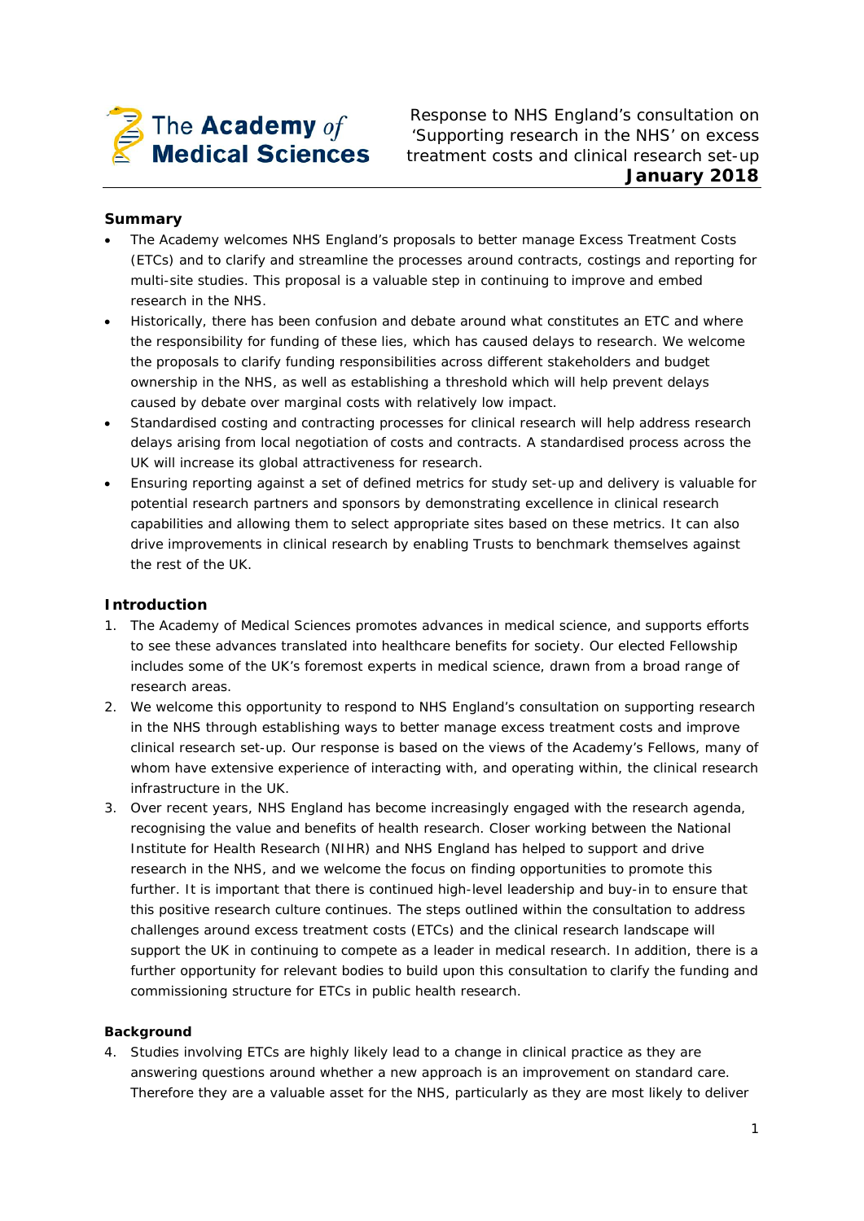The Academy *of* Medical Sciences

Response to NHS England's consultation on 'Supporting research in the NHS' on excess treatment costs and clinical research set-up
**January 2018**

## Summary

- The Academy welcomes NHS England's proposals to better manage Excess Treatment Costs (ETCs) and to clarify and streamline the processes around contracts, costings and reporting for multi-site studies. This proposal is a valuable step in continuing to improve and embed research in the NHS.
- Historically, there has been confusion and debate around what constitutes an ETC and where the responsibility for funding of these lies, which has caused delays to research. We welcome the proposals to clarify funding responsibilities across different stakeholders and budget ownership in the NHS, as well as establishing a threshold which will help prevent delays caused by debate over marginal costs with relatively low impact.
- Standardised costing and contracting processes for clinical research will help address research delays arising from local negotiation of costs and contracts. A standardised process across the UK will increase its global attractiveness for research.
- Ensuring reporting against a set of defined metrics for study set-up and delivery is valuable for potential research partners and sponsors by demonstrating excellence in clinical research capabilities and allowing them to select appropriate sites based on these metrics. It can also drive improvements in clinical research by enabling Trusts to benchmark themselves against the rest of the UK.

## Introduction

1. The Academy of Medical Sciences promotes advances in medical science, and supports efforts to see these advances translated into healthcare benefits for society. Our elected Fellowship includes some of the UK's foremost experts in medical science, drawn from a broad range of research areas.
2. We welcome this opportunity to respond to NHS England's consultation on supporting research in the NHS through establishing ways to better manage excess treatment costs and improve clinical research set-up. Our response is based on the views of the Academy's Fellows, many of whom have extensive experience of interacting with, and operating within, the clinical research infrastructure in the UK.
3. Over recent years, NHS England has become increasingly engaged with the research agenda, recognising the value and benefits of health research. Closer working between the National Institute for Health Research (NIHR) and NHS England has helped to support and drive research in the NHS, and we welcome the focus on finding opportunities to promote this further. It is important that there is continued high-level leadership and buy-in to ensure that this positive research culture continues. The steps outlined within the consultation to address challenges around excess treatment costs (ETCs) and the clinical research landscape will support the UK in continuing to compete as a leader in medical research. In addition, there is a further opportunity for relevant bodies to build upon this consultation to clarify the funding and commissioning structure for ETCs in public health research.

### Background

4. Studies involving ETCs are highly likely lead to a change in clinical practice as they are answering questions around whether a new approach is an improvement on standard care. Therefore they are a valuable asset for the NHS, particularly as they are most likely to deliver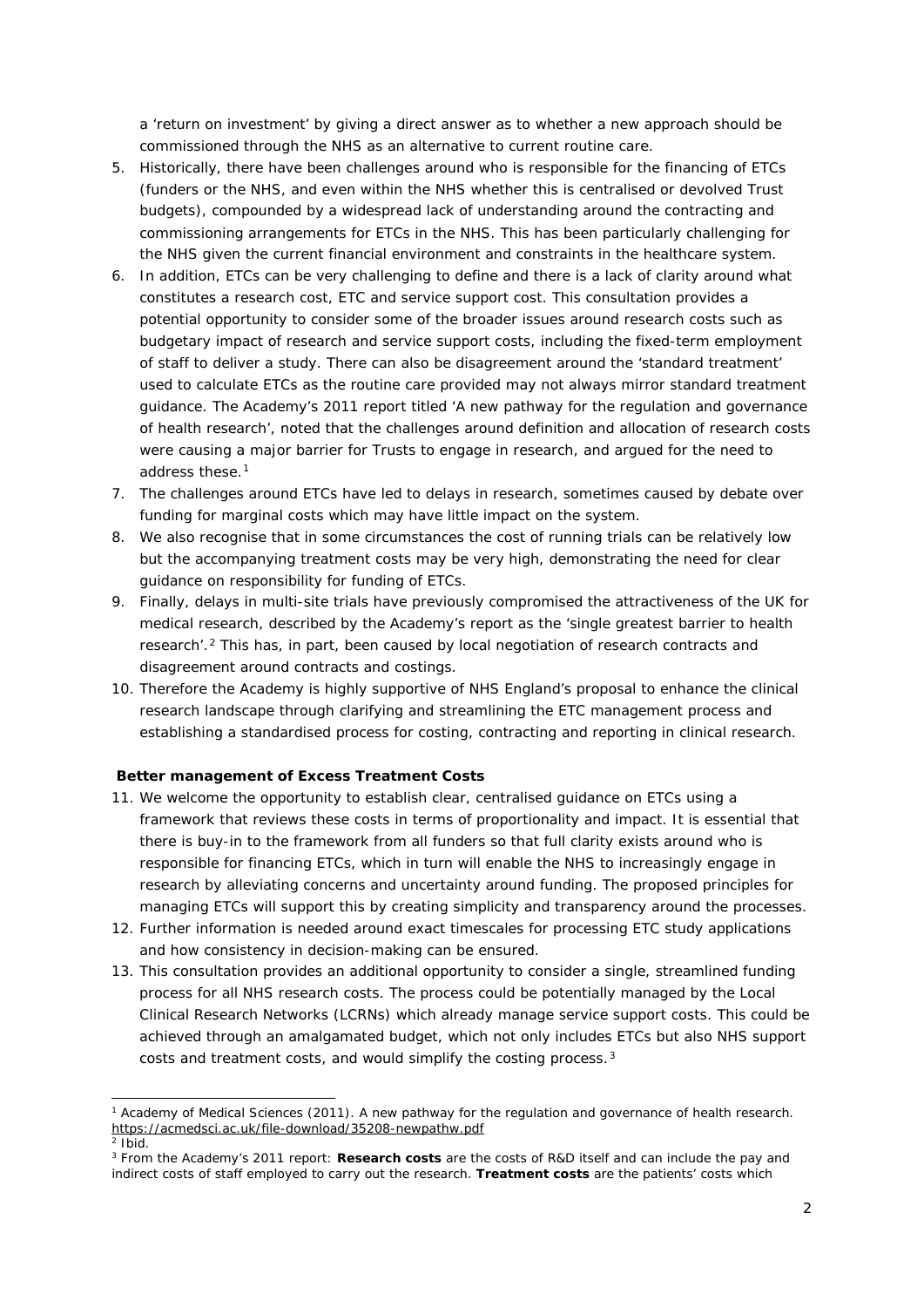a 'return on investment' by giving a direct answer as to whether a new approach should be commissioned through the NHS as an alternative to current routine care.

5. Historically, there have been challenges around who is responsible for the financing of ETCs (funders or the NHS, and even within the NHS whether this is centralised or devolved Trust budgets), compounded by a widespread lack of understanding around the contracting and commissioning arrangements for ETCs in the NHS. This has been particularly challenging for the NHS given the current financial environment and constraints in the healthcare system.
6. In addition, ETCs can be very challenging to define and there is a lack of clarity around what constitutes a research cost, ETC and service support cost. This consultation provides a potential opportunity to consider some of the broader issues around research costs such as budgetary impact of research and service support costs, including the fixed-term employment of staff to deliver a study. There can also be disagreement around the 'standard treatment' used to calculate ETCs as the routine care provided may not always mirror standard treatment guidance. The Academy's 2011 report titled 'A new pathway for the regulation and governance of health research', noted that the challenges around definition and allocation of research costs were causing a major barrier for Trusts to engage in research, and argued for the need to address these.[1]
7. The challenges around ETCs have led to delays in research, sometimes caused by debate over funding for marginal costs which may have little impact on the system.
8. We also recognise that in some circumstances the cost of running trials can be relatively low but the accompanying treatment costs may be very high, demonstrating the need for clear guidance on responsibility for funding of ETCs.
9. Finally, delays in multi-site trials have previously compromised the attractiveness of the UK for medical research, described by the Academy's report as the 'single greatest barrier to health research'.[2] This has, in part, been caused by local negotiation of research contracts and disagreement around contracts and costings.
10. Therefore the Academy is highly supportive of NHS England's proposal to enhance the clinical research landscape through clarifying and streamlining the ETC management process and establishing a standardised process for costing, contracting and reporting in clinical research.

**Better management of Excess Treatment Costs**

11. We welcome the opportunity to establish clear, centralised guidance on ETCs using a framework that reviews these costs in terms of proportionality and impact. It is essential that there is buy-in to the framework from all funders so that full clarity exists around who is responsible for financing ETCs, which in turn will enable the NHS to increasingly engage in research by alleviating concerns and uncertainty around funding. The proposed principles for managing ETCs will support this by creating simplicity and transparency around the processes.
12. Further information is needed around exact timescales for processing ETC study applications and how consistency in decision-making can be ensured.
13. This consultation provides an additional opportunity to consider a single, streamlined funding process for all NHS research costs. The process could be potentially managed by the Local Clinical Research Networks (LCRNs) which already manage service support costs. This could be achieved through an amalgamated budget, which not only includes ETCs but also NHS support costs and treatment costs, and would simplify the costing process.[3]

---

[1] Academy of Medical Sciences (2011). A new pathway for the regulation and governance of health research. https://acmedsci.ac.uk/file-download/35208-newpathw.pdf

[2] Ibid.

[3] From the Academy's 2011 report: **Research costs** are the costs of R&D itself and can include the pay and indirect costs of staff employed to carry out the research. **Treatment costs** are the patients' costs which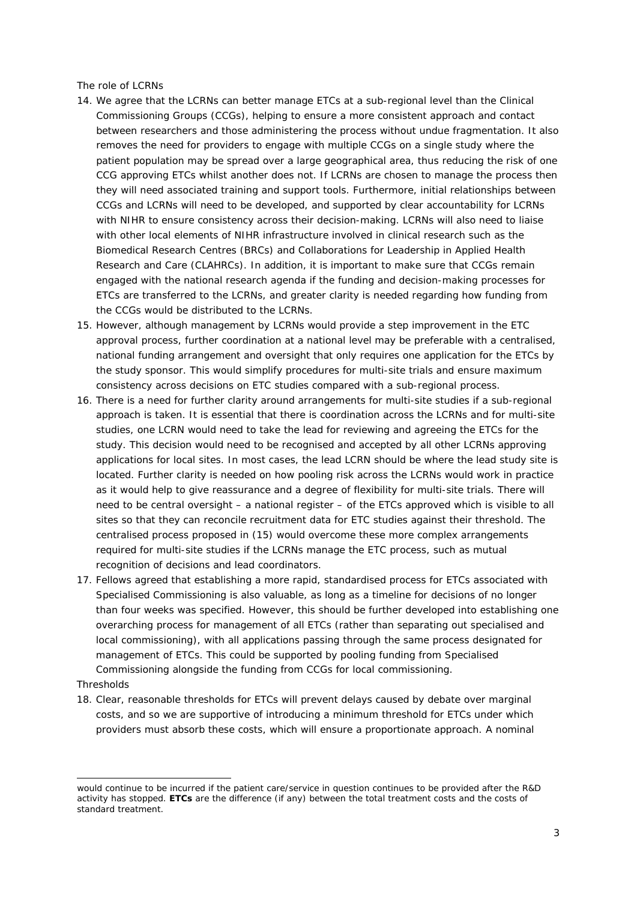The role of LCRNs

14. We agree that the LCRNs can better manage ETCs at a sub-regional level than the Clinical Commissioning Groups (CCGs), helping to ensure a more consistent approach and contact between researchers and those administering the process without undue fragmentation. It also removes the need for providers to engage with multiple CCGs on a single study where the patient population may be spread over a large geographical area, thus reducing the risk of one CCG approving ETCs whilst another does not. If LCRNs are chosen to manage the process then they will need associated training and support tools. Furthermore, initial relationships between CCGs and LCRNs will need to be developed, and supported by clear accountability for LCRNs with NIHR to ensure consistency across their decision-making. LCRNs will also need to liaise with other local elements of NIHR infrastructure involved in clinical research such as the Biomedical Research Centres (BRCs) and Collaborations for Leadership in Applied Health Research and Care (CLAHRCs). In addition, it is important to make sure that CCGs remain engaged with the national research agenda if the funding and decision-making processes for ETCs are transferred to the LCRNs, and greater clarity is needed regarding how funding from the CCGs would be distributed to the LCRNs.
15. However, although management by LCRNs would provide a step improvement in the ETC approval process, further coordination at a national level may be preferable with a centralised, national funding arrangement and oversight that only requires one application for the ETCs by the study sponsor. This would simplify procedures for multi-site trials and ensure maximum consistency across decisions on ETC studies compared with a sub-regional process.
16. There is a need for further clarity around arrangements for multi-site studies if a sub-regional approach is taken. It is essential that there is coordination across the LCRNs and for multi-site studies, one LCRN would need to take the lead for reviewing and agreeing the ETCs for the study. This decision would need to be recognised and accepted by all other LCRNs approving applications for local sites. In most cases, the lead LCRN should be where the lead study site is located. Further clarity is needed on how pooling risk across the LCRNs would work in practice as it would help to give reassurance and a degree of flexibility for multi-site trials. There will need to be central oversight – a national register – of the ETCs approved which is visible to all sites so that they can reconcile recruitment data for ETC studies against their threshold. The centralised process proposed in (15) would overcome these more complex arrangements required for multi-site studies if the LCRNs manage the ETC process, such as mutual recognition of decisions and lead coordinators.
17. Fellows agreed that establishing a more rapid, standardised process for ETCs associated with Specialised Commissioning is also valuable, as long as a timeline for decisions of no longer than four weeks was specified. However, this should be further developed into establishing one overarching process for management of all ETCs (rather than separating out specialised and local commissioning), with all applications passing through the same process designated for management of ETCs. This could be supported by pooling funding from Specialised Commissioning alongside the funding from CCGs for local commissioning.

Thresholds

18. Clear, reasonable thresholds for ETCs will prevent delays caused by debate over marginal costs, and so we are supportive of introducing a minimum threshold for ETCs under which providers must absorb these costs, which will ensure a proportionate approach. A nominal

---

would continue to be incurred if the patient care/service in question continues to be provided after the R&D activity has stopped. **ETCs** are the difference (if any) between the total treatment costs and the costs of standard treatment.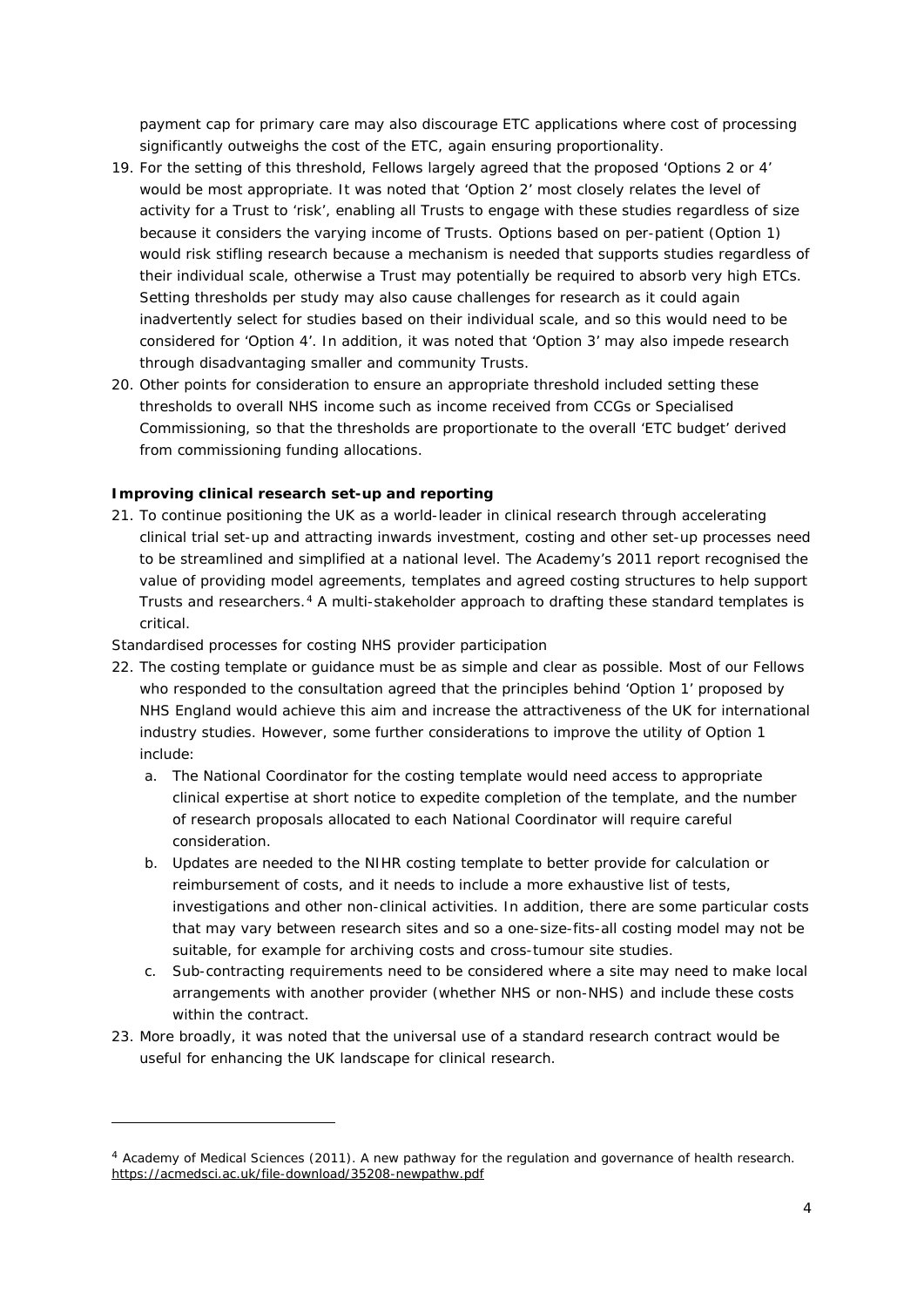payment cap for primary care may also discourage ETC applications where cost of processing significantly outweighs the cost of the ETC, again ensuring proportionality.

19. For the setting of this threshold, Fellows largely agreed that the proposed 'Options 2 or 4' would be most appropriate. It was noted that 'Option 2' most closely relates the level of activity for a Trust to 'risk', enabling all Trusts to engage with these studies regardless of size because it considers the varying income of Trusts. Options based on per-patient (Option 1) would risk stifling research because a mechanism is needed that supports studies regardless of their individual scale, otherwise a Trust may potentially be required to absorb very high ETCs. Setting thresholds per study may also cause challenges for research as it could again inadvertently select for studies based on their individual scale, and so this would need to be considered for 'Option 4'. In addition, it was noted that 'Option 3' may also impede research through disadvantaging smaller and community Trusts.
20. Other points for consideration to ensure an appropriate threshold included setting these thresholds to overall NHS income such as income received from CCGs or Specialised Commissioning, so that the thresholds are proportionate to the overall 'ETC budget' derived from commissioning funding allocations.

**Improving clinical research set-up and reporting**

21. To continue positioning the UK as a world-leader in clinical research through accelerating clinical trial set-up and attracting inwards investment, costing and other set-up processes need to be streamlined and simplified at a national level. The Academy's 2011 report recognised the value of providing model agreements, templates and agreed costing structures to help support Trusts and researchers.[4] A multi-stakeholder approach to drafting these standard templates is critical.

*Standardised processes for costing NHS provider participation*

22. The costing template or guidance must be as simple and clear as possible. Most of our Fellows who responded to the consultation agreed that the principles behind 'Option 1' proposed by NHS England would achieve this aim and increase the attractiveness of the UK for international industry studies. However, some further considerations to improve the utility of Option 1 include:
    a. The National Coordinator for the costing template would need access to appropriate clinical expertise at short notice to expedite completion of the template, and the number of research proposals allocated to each National Coordinator will require careful consideration.
    b. Updates are needed to the NIHR costing template to better provide for calculation or reimbursement of costs, and it needs to include a more exhaustive list of tests, investigations and other non-clinical activities. In addition, there are some particular costs that may vary between research sites and so a one-size-fits-all costing model may not be suitable, for example for archiving costs and cross-tumour site studies.
    c. Sub-contracting requirements need to be considered where a site may need to make local arrangements with another provider (whether NHS or non-NHS) and include these costs within the contract.
23. More broadly, it was noted that the universal use of a standard research contract would be useful for enhancing the UK landscape for clinical research.

---

[4] Academy of Medical Sciences (2011). A new pathway for the regulation and governance of health research. https://acmedsci.ac.uk/file-download/35208-newpathw.pdf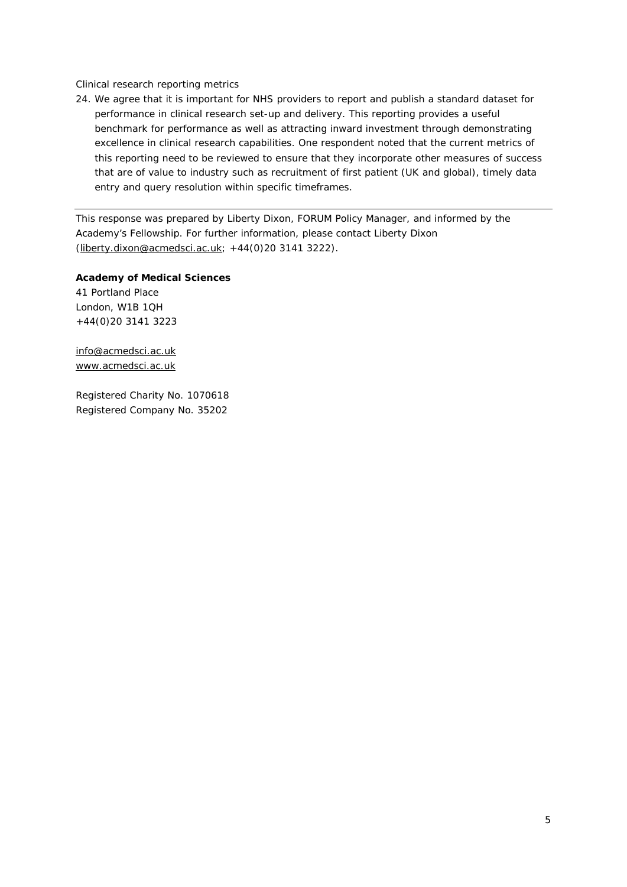*Clinical research reporting metrics*

24. We agree that it is important for NHS providers to report and publish a standard dataset for performance in clinical research set-up and delivery. This reporting provides a useful benchmark for performance as well as attracting inward investment through demonstrating excellence in clinical research capabilities. One respondent noted that the current metrics of this reporting need to be reviewed to ensure that they incorporate other measures of success that are of value to industry such as recruitment of first patient (UK and global), timely data entry and query resolution within specific timeframes.

---

This response was prepared by Liberty Dixon, FORUM Policy Manager, and informed by the Academy's Fellowship. For further information, please contact Liberty Dixon (liberty.dixon@acmedsci.ac.uk; +44(0)20 3141 3222).

**Academy of Medical Sciences**
41 Portland Place
London, W1B 1QH
+44(0)20 3141 3223

info@acmedsci.ac.uk
www.acmedsci.ac.uk

Registered Charity No. 1070618
Registered Company No. 35202